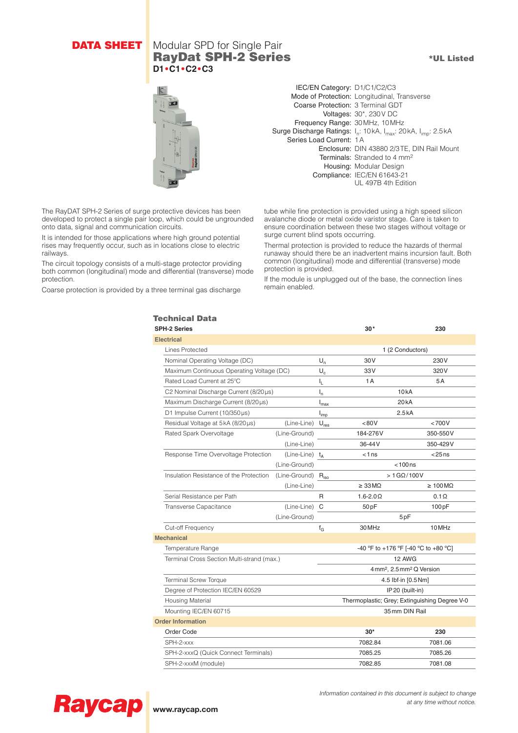**DATA SHEET** Modular SPD for Single Pair

# RayDat SPH-2 Series

**D1•C1•C2•C3**

***UL Listed**

IEC/EN Category: D1/C1/C2/C3
Mode of Protection: Longitudinal, Transverse
Coarse Protection: 3 Terminal GDT
Voltages: 30*, 230 V DC
Frequency Range: 30 MHz, 10 MHz
Surge Discharge Ratings: $I_n$: 10 kA, $I_{max}$: 20 kA, $I_{imp}$: 2.5 kA
Series Load Current: 1 A
Enclosure: DIN 43880 2/3 TE, DIN Rail Mount
Terminals: Stranded to 4 mm²
Housing: Modular Design
Compliance: IEC/EN 61643-21
UL 497B 4th Edition

The RayDAT SPH-2 Series of surge protective devices has been developed to protect a single pair loop, which could be ungrounded onto data, signal and communication circuits.

It is intended for those applications where high ground potential rises may frequently occur, such as in locations close to electric railways.

The circuit topology consists of a multi-stage protector providing both common (longitudinal) mode and differential (transverse) mode protection.

Coarse protection is provided by a three terminal gas discharge tube while fine protection is provided using a high speed silicon avalanche diode or metal oxide varistor stage. Care is taken to ensure coordination between these two stages without voltage or surge current blind spots occurring.

Thermal protection is provided to reduce the hazards of thermal runaway should there be an inadvertent mains incursion fault. Both common (longitudinal) mode and differential (transverse) mode protection is provided.

If the module is unplugged out of the base, the connection lines remain enabled.

## Technical Data

| SPH-2 Series | | | 30* | 230 |
|---|---|---|---|---|
| **Electrical** | | | | |
| Lines Protected | | | 1 (2 Conductors) | |
| Nominal Operating Voltage (DC) | | $U_n$ | 30 V | 230 V |
| Maximum Continuous Operating Voltage (DC) | | $U_c$ | 33 V | 320 V |
| Rated Load Current at 25°C | | $I_L$ | 1 A | 5 A |
| C2 Nominal Discharge Current (8/20 µs) | | $I_n$ | 10 kA | |
| Maximum Discharge Current (8/20 µs) | | $I_{max}$ | 20 kA | |
| D1 Impulse Current (10/350 µs) | | $I_{imp}$ | 2.5 kA | |
| Residual Voltage at 5 kA (8/20 µs) | (Line-Line) | $U_{res}$ | < 80 V | < 700 V |
| Rated Spark Overvoltage | (Line-Ground) | | 184-276 V | 350-550 V |
| | (Line-Line) | | 36-44 V | 350-429 V |
| Response Time Overvoltage Protection | (Line-Line) | $t_A$ | < 1 ns | < 25 ns |
| | (Line-Ground) | | < 100 ns | |
| Insulation Resistance of the Protection | (Line-Ground) | $R_{iso}$ | > 1 GΩ / 100 V | |
| | (Line-Line) | | ≥ 33 MΩ | ≥ 100 MΩ |
| Serial Resistance per Path | | R | 1.6-2.0 Ω | 0.1 Ω |
| Transverse Capacitance | (Line-Line) | C | 50 pF | 100 pF |
| | (Line-Ground) | | 5 pF | |
| Cut-off Frequency | | $f_G$ | 30 MHz | 10 MHz |
| **Mechanical** | | | | |
| Temperature Range | | | -40 °F to +176 °F [-40 °C to +80 °C] | |
| Terminal Cross Section Multi-strand (max.) | | | 12 AWG | |
| | | | 4 mm², 2.5 mm² Q Version | |
| Terminal Screw Torque | | | 4.5 lbf-in [0.5 Nm] | |
| Degree of Protection IEC/EN 60529 | | | IP 20 (built-in) | |
| Housing Material | | | Thermoplastic; Grey; Extinguishing Degree V-0 | |
| Mounting IEC/EN 60715 | | | 35 mm DIN Rail | |
| **Order Information** | | | | |
| Order Code | | | **30*** | **230** |
| SPH-2-xxx | | | 7082.84 | 7081.06 |
| SPH-2-xxxQ (Quick Connect Terminals) | | | 7085.25 | 7085.26 |
| SPH-2-xxxM (module) | | | 7082.85 | 7081.08 |

**Raycap** www.raycap.com

*Information contained in this document is subject to change at any time without notice.*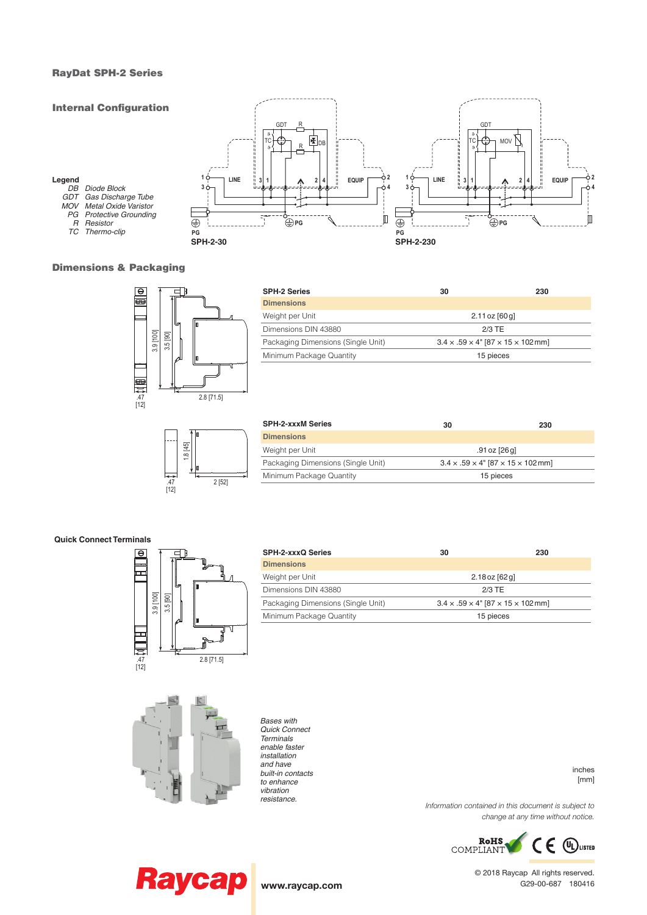## RayDat SPH-2 Series

### Internal Configuration

**Legend**

- DB Diode Block
- GDT Gas Discharge Tube
- MOV Metal Oxide Varistor
- PG Protective Grounding
- R Resistor
- TC Thermo-clip

SPH-2-30

SPH-2-230

### Dimensions & Packaging

3.9 [100]
3.5 [90]
.47
[12]
2.8 [71.5]

| SPH-2 Series | 30 | 230 |
|---|---|---|
| **Dimensions** | | |
| Weight per Unit | 2.11 oz [60 g] | |
| Dimensions DIN 43880 | 2/3 TE | |
| Packaging Dimensions (Single Unit) | 3.4 × .59 × 4" [87 × 15 × 102 mm] | |
| Minimum Package Quantity | 15 pieces | |

1.8 [45]
.47
[12]
2 [52]

| SPH-2-xxxM Series | 30 | 230 |
|---|---|---|
| **Dimensions** | | |
| Weight per Unit | .91 oz [26 g] | |
| Packaging Dimensions (Single Unit) | 3.4 × .59 × 4" [87 × 15 × 102 mm] | |
| Minimum Package Quantity | 15 pieces | |

#### Quick Connect Terminals

3.9 [100]
3.5 [90]
.47
[12]
2.8 [71.5]

| SPH-2-xxxQ Series | 30 | 230 |
|---|---|---|
| **Dimensions** | | |
| Weight per Unit | 2.18 oz [62 g] | |
| Dimensions DIN 43880 | 2/3 TE | |
| Packaging Dimensions (Single Unit) | 3.4 × .59 × 4" [87 × 15 × 102 mm] | |
| Minimum Package Quantity | 15 pieces | |

*Bases with Quick Connect Terminals enable faster installation and have built-in contacts to enhance vibration resistance.*

inches
[mm]

*Information contained in this document is subject to change at any time without notice.*

RoHS COMPLIANT

© 2018 Raycap All rights reserved.
G29-00-687 180416

Raycap

**www.raycap.com**